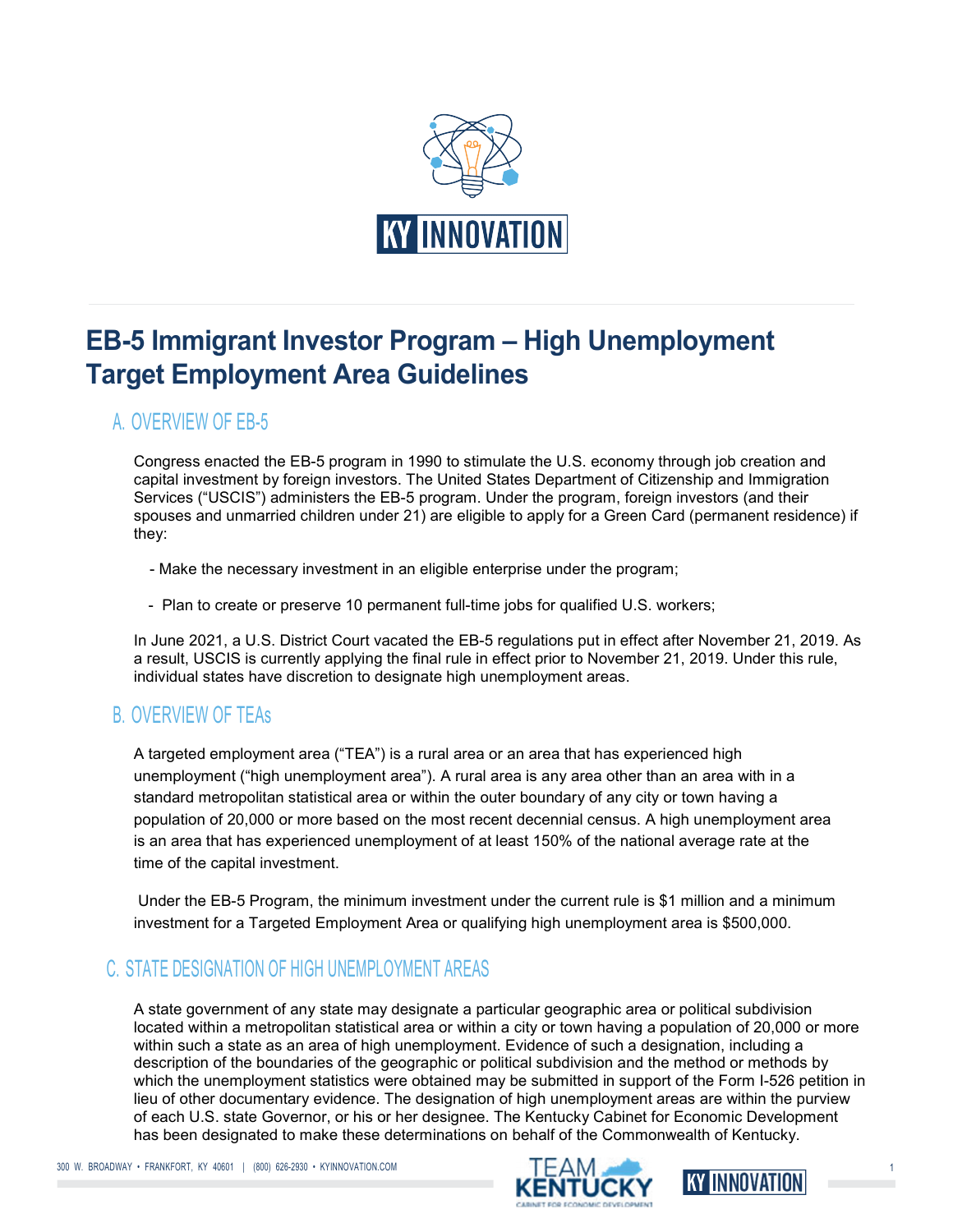# EB-5 Immigrant Investor Program – High Unemployment Target Employment Area Guidelines

## A. OVERVIEW OF EB-5

Congress enacted the EB-5 program in 1990 to stimulate the U.S. economy through job creation and capital investment by foreign investors. The United States Department of Citizenship and Immigration Services ("USCIS") administers the EB-5 program. Under the program, foreign investors (and their spouses and unmarried children under 21) are eligible to apply for a Green Card (permanent residence) if they:

- Make the necessary investment in an eligible enterprise under the program;
- Plan to create or preserve 10 permanent full-time jobs for qualified U.S. workers;

In June 2021, a U.S. District Court vacated the EB-5 regulations put in effect after November 21, 2019. As a result, USCIS is currently applying the final rule in effect prior to November 21, 2019. Under this rule, individual states have discretion to designate high unemployment areas.

## B. OVERVIEW OF TEAs

A targeted employment area ("TEA") is a rural area or an area that has experienced high unemployment ("high unemployment area"). A rural area is any area other than an area with in a standard metropolitan statistical area or within the outer boundary of any city or town having a population of 20,000 or more based on the most recent decennial census. A high unemployment area is an area that has experienced unemployment of at least 150% of the national average rate at the time of the capital investment.

Under the EB-5 Program, the minimum investment under the current rule is $1 million and a minimum investment for a Targeted Employment Area or qualifying high unemployment area is $500,000.

## C. STATE DESIGNATION OF HIGH UNEMPLOYMENT AREAS

A state government of any state may designate a particular geographic area or political subdivision located within a metropolitan statistical area or within a city or town having a population of 20,000 or more within such a state as an area of high unemployment. Evidence of such a designation, including a description of the boundaries of the geographic or political subdivision and the method or methods by which the unemployment statistics were obtained may be submitted in support of the Form I-526 petition in lieu of other documentary evidence. The designation of high unemployment areas are within the purview of each U.S. state Governor, or his or her designee. The Kentucky Cabinet for Economic Development has been designated to make these determinations on behalf of the Commonwealth of Kentucky.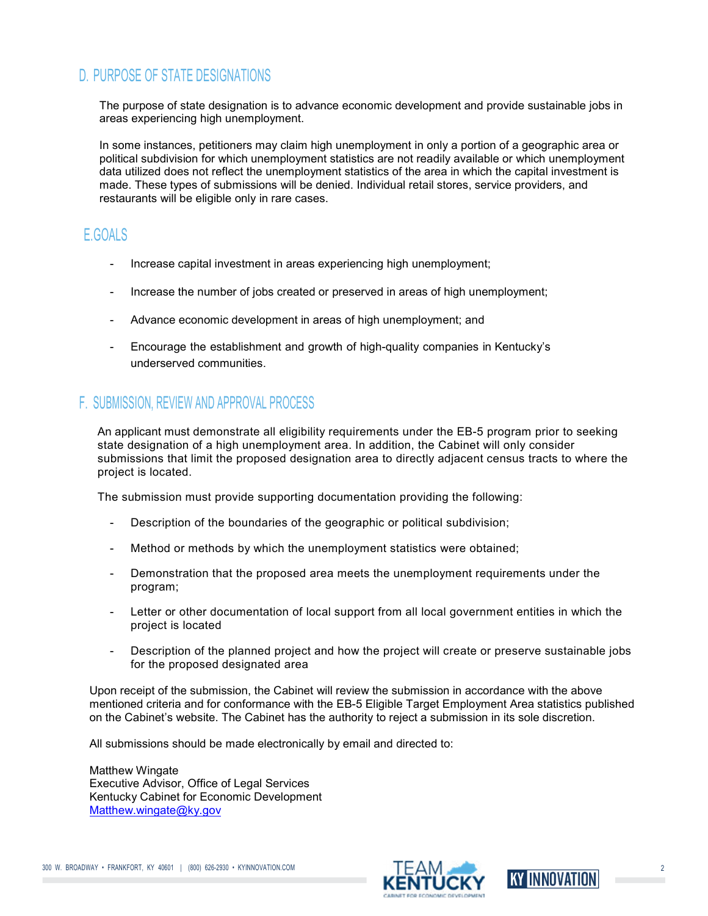## D. PURPOSE OF STATE DESIGNATIONS

The purpose of state designation is to advance economic development and provide sustainable jobs in areas experiencing high unemployment.

In some instances, petitioners may claim high unemployment in only a portion of a geographic area or political subdivision for which unemployment statistics are not readily available or which unemployment data utilized does not reflect the unemployment statistics of the area in which the capital investment is made. These types of submissions will be denied. Individual retail stores, service providers, and restaurants will be eligible only in rare cases.

## E.GOALS

- Increase capital investment in areas experiencing high unemployment;
- Increase the number of jobs created or preserved in areas of high unemployment;
- Advance economic development in areas of high unemployment; and
- Encourage the establishment and growth of high-quality companies in Kentucky's underserved communities.

## F. SUBMISSION, REVIEW AND APPROVAL PROCESS

An applicant must demonstrate all eligibility requirements under the EB-5 program prior to seeking state designation of a high unemployment area. In addition, the Cabinet will only consider submissions that limit the proposed designation area to directly adjacent census tracts to where the project is located.

The submission must provide supporting documentation providing the following:

- Description of the boundaries of the geographic or political subdivision;
- Method or methods by which the unemployment statistics were obtained;
- Demonstration that the proposed area meets the unemployment requirements under the program;
- Letter or other documentation of local support from all local government entities in which the project is located
- Description of the planned project and how the project will create or preserve sustainable jobs for the proposed designated area

Upon receipt of the submission, the Cabinet will review the submission in accordance with the above mentioned criteria and for conformance with the EB-5 Eligible Target Employment Area statistics published on the Cabinet's website. The Cabinet has the authority to reject a submission in its sole discretion.

All submissions should be made electronically by email and directed to:

Matthew Wingate
Executive Advisor, Office of Legal Services
Kentucky Cabinet for Economic Development
Matthew.wingate@ky.gov